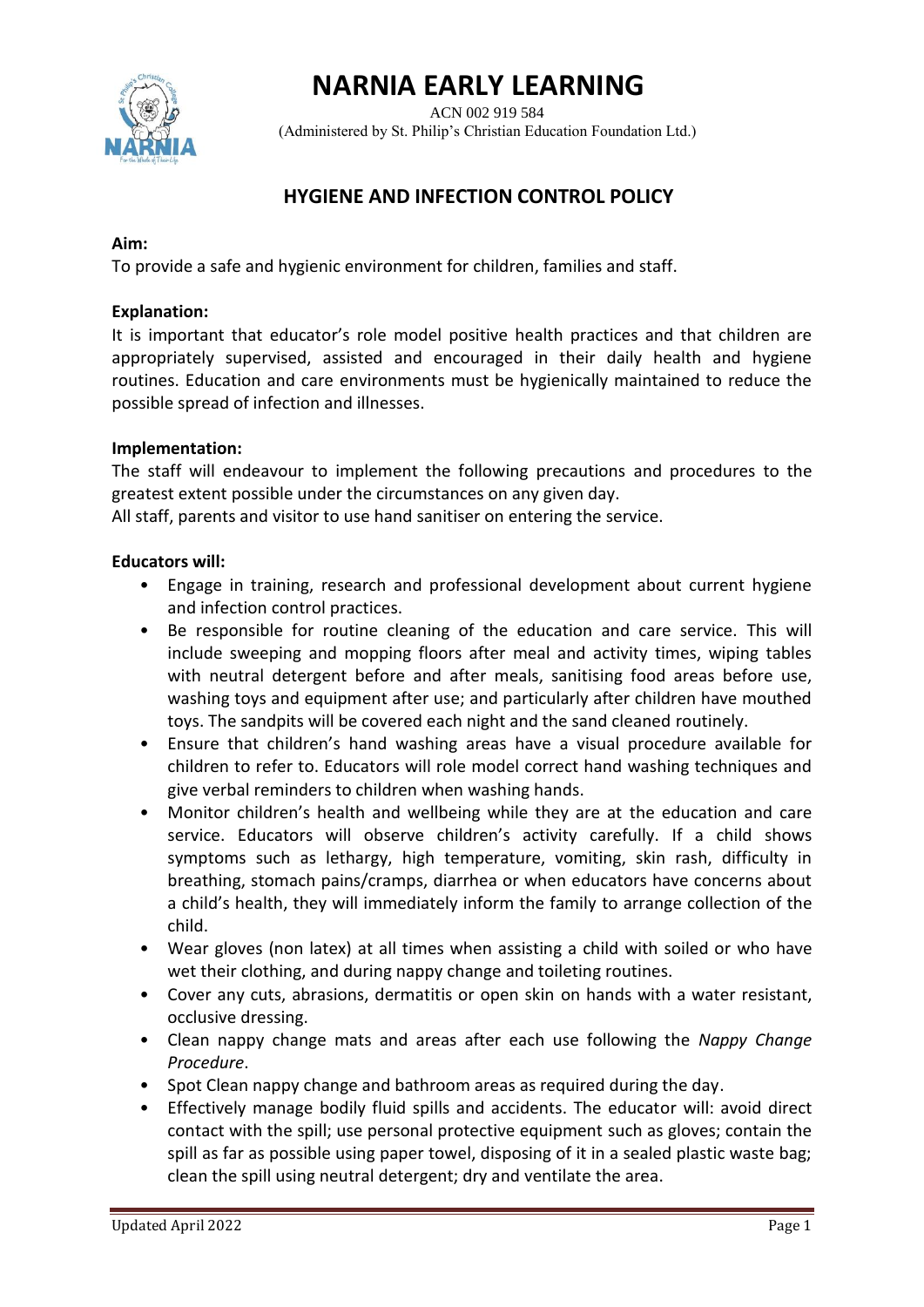# NARNIA EARLY LEARNING

ACN 002 919 584
(Administered by St. Philip's Christian Education Foundation Ltd.)

## HYGIENE AND INFECTION CONTROL POLICY

**Aim:**
To provide a safe and hygienic environment for children, families and staff.

**Explanation:**
It is important that educator's role model positive health practices and that children are appropriately supervised, assisted and encouraged in their daily health and hygiene routines. Education and care environments must be hygienically maintained to reduce the possible spread of infection and illnesses.

**Implementation:**
The staff will endeavour to implement the following precautions and procedures to the greatest extent possible under the circumstances on any given day.
All staff, parents and visitor to use hand sanitiser on entering the service.

**Educators will:**

- Engage in training, research and professional development about current hygiene and infection control practices.
- Be responsible for routine cleaning of the education and care service. This will include sweeping and mopping floors after meal and activity times, wiping tables with neutral detergent before and after meals, sanitising food areas before use, washing toys and equipment after use; and particularly after children have mouthed toys. The sandpits will be covered each night and the sand cleaned routinely.
- Ensure that children's hand washing areas have a visual procedure available for children to refer to. Educators will role model correct hand washing techniques and give verbal reminders to children when washing hands.
- Monitor children's health and wellbeing while they are at the education and care service. Educators will observe children's activity carefully. If a child shows symptoms such as lethargy, high temperature, vomiting, skin rash, difficulty in breathing, stomach pains/cramps, diarrhea or when educators have concerns about a child's health, they will immediately inform the family to arrange collection of the child.
- Wear gloves (non latex) at all times when assisting a child with soiled or who have wet their clothing, and during nappy change and toileting routines.
- Cover any cuts, abrasions, dermatitis or open skin on hands with a water resistant, occlusive dressing.
- Clean nappy change mats and areas after each use following the *Nappy Change Procedure*.
- Spot Clean nappy change and bathroom areas as required during the day.
- Effectively manage bodily fluid spills and accidents. The educator will: avoid direct contact with the spill; use personal protective equipment such as gloves; contain the spill as far as possible using paper towel, disposing of it in a sealed plastic waste bag; clean the spill using neutral detergent; dry and ventilate the area.

Updated April 2022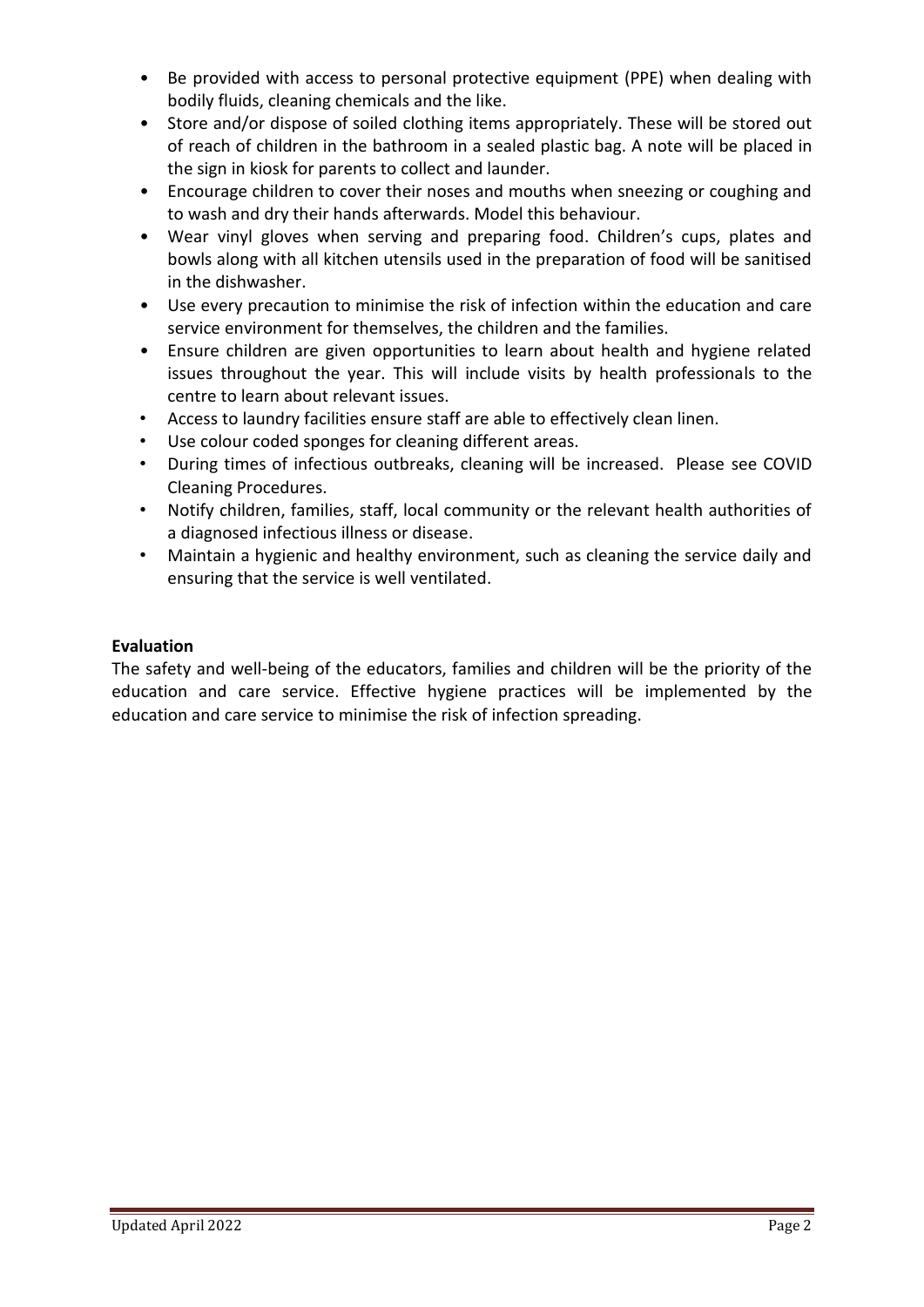- Be provided with access to personal protective equipment (PPE) when dealing with bodily fluids, cleaning chemicals and the like.
- Store and/or dispose of soiled clothing items appropriately. These will be stored out of reach of children in the bathroom in a sealed plastic bag. A note will be placed in the sign in kiosk for parents to collect and launder.
- Encourage children to cover their noses and mouths when sneezing or coughing and to wash and dry their hands afterwards. Model this behaviour.
- Wear vinyl gloves when serving and preparing food. Children's cups, plates and bowls along with all kitchen utensils used in the preparation of food will be sanitised in the dishwasher.
- Use every precaution to minimise the risk of infection within the education and care service environment for themselves, the children and the families.
- Ensure children are given opportunities to learn about health and hygiene related issues throughout the year. This will include visits by health professionals to the centre to learn about relevant issues.
- Access to laundry facilities ensure staff are able to effectively clean linen.
- Use colour coded sponges for cleaning different areas.
- During times of infectious outbreaks, cleaning will be increased. Please see COVID Cleaning Procedures.
- Notify children, families, staff, local community or the relevant health authorities of a diagnosed infectious illness or disease.
- Maintain a hygienic and healthy environment, such as cleaning the service daily and ensuring that the service is well ventilated.

**Evaluation**

The safety and well-being of the educators, families and children will be the priority of the education and care service. Effective hygiene practices will be implemented by the education and care service to minimise the risk of infection spreading.